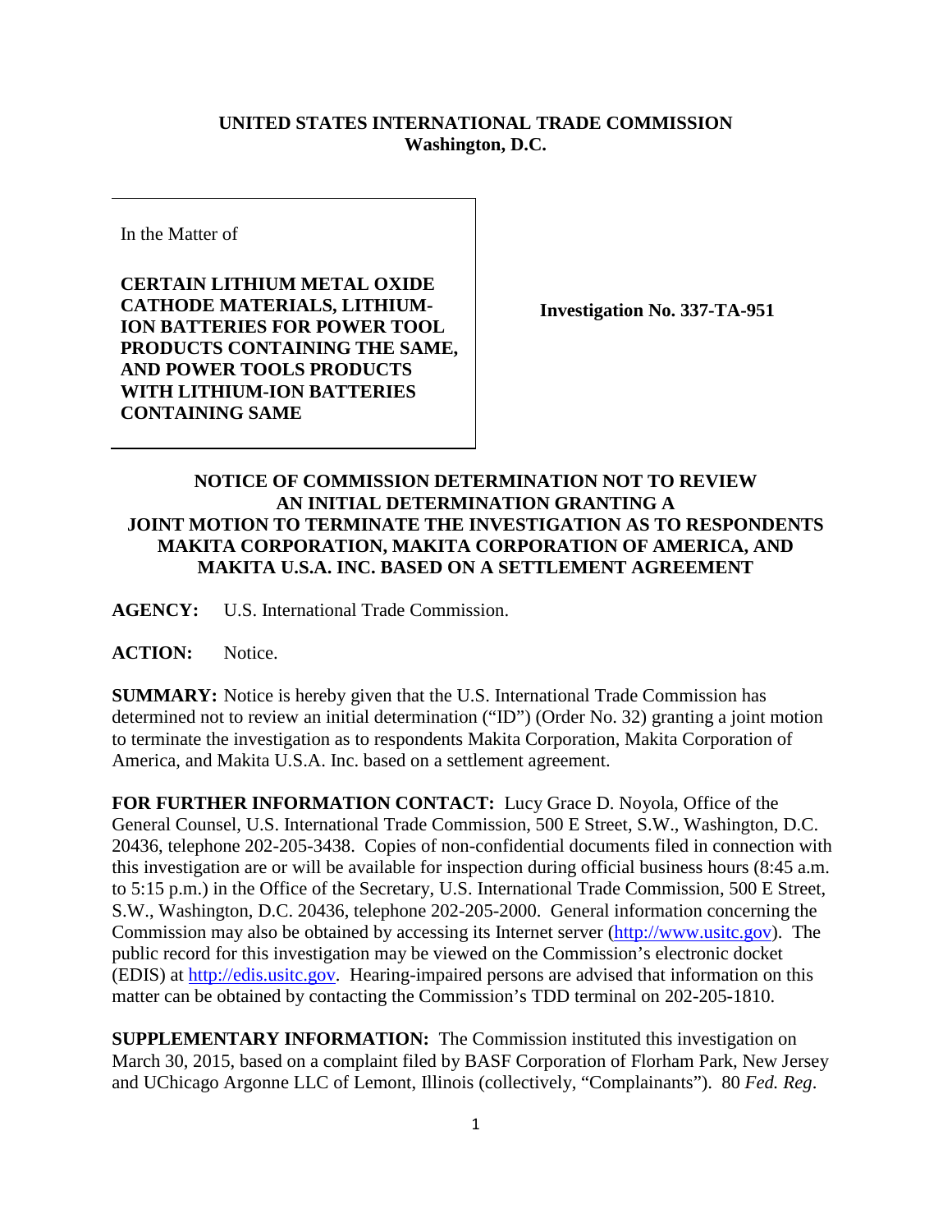**UNITED STATES INTERNATIONAL TRADE COMMISSION**
**Washington, D.C.**

In the Matter of

**CERTAIN LITHIUM METAL OXIDE CATHODE MATERIALS, LITHIUM-ION BATTERIES FOR POWER TOOL PRODUCTS CONTAINING THE SAME, AND POWER TOOLS PRODUCTS WITH LITHIUM-ION BATTERIES CONTAINING SAME**

**Investigation No. 337-TA-951**

**NOTICE OF COMMISSION DETERMINATION NOT TO REVIEW AN INITIAL DETERMINATION GRANTING A JOINT MOTION TO TERMINATE THE INVESTIGATION AS TO RESPONDENTS MAKITA CORPORATION, MAKITA CORPORATION OF AMERICA, AND MAKITA U.S.A. INC. BASED ON A SETTLEMENT AGREEMENT**

**AGENCY:** U.S. International Trade Commission.

**ACTION:** Notice.

**SUMMARY:** Notice is hereby given that the U.S. International Trade Commission has determined not to review an initial determination ("ID") (Order No. 32) granting a joint motion to terminate the investigation as to respondents Makita Corporation, Makita Corporation of America, and Makita U.S.A. Inc. based on a settlement agreement.

**FOR FURTHER INFORMATION CONTACT:** Lucy Grace D. Noyola, Office of the General Counsel, U.S. International Trade Commission, 500 E Street, S.W., Washington, D.C. 20436, telephone 202-205-3438. Copies of non-confidential documents filed in connection with this investigation are or will be available for inspection during official business hours (8:45 a.m. to 5:15 p.m.) in the Office of the Secretary, U.S. International Trade Commission, 500 E Street, S.W., Washington, D.C. 20436, telephone 202-205-2000. General information concerning the Commission may also be obtained by accessing its Internet server (http://www.usitc.gov). The public record for this investigation may be viewed on the Commission's electronic docket (EDIS) at http://edis.usitc.gov. Hearing-impaired persons are advised that information on this matter can be obtained by contacting the Commission's TDD terminal on 202-205-1810.

**SUPPLEMENTARY INFORMATION:** The Commission instituted this investigation on March 30, 2015, based on a complaint filed by BASF Corporation of Florham Park, New Jersey and UChicago Argonne LLC of Lemont, Illinois (collectively, "Complainants"). 80 *Fed. Reg*.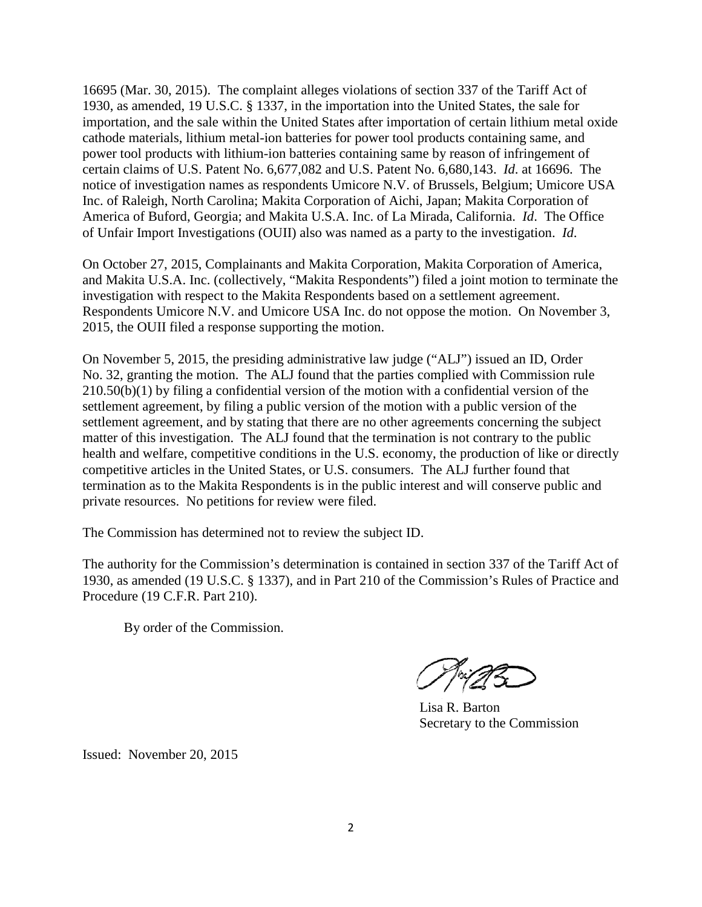16695 (Mar. 30, 2015). The complaint alleges violations of section 337 of the Tariff Act of 1930, as amended, 19 U.S.C. § 1337, in the importation into the United States, the sale for importation, and the sale within the United States after importation of certain lithium metal oxide cathode materials, lithium metal-ion batteries for power tool products containing same, and power tool products with lithium-ion batteries containing same by reason of infringement of certain claims of U.S. Patent No. 6,677,082 and U.S. Patent No. 6,680,143. *Id*. at 16696. The notice of investigation names as respondents Umicore N.V. of Brussels, Belgium; Umicore USA Inc. of Raleigh, North Carolina; Makita Corporation of Aichi, Japan; Makita Corporation of America of Buford, Georgia; and Makita U.S.A. Inc. of La Mirada, California. *Id*. The Office of Unfair Import Investigations (OUII) also was named as a party to the investigation. *Id*.

On October 27, 2015, Complainants and Makita Corporation, Makita Corporation of America, and Makita U.S.A. Inc. (collectively, "Makita Respondents") filed a joint motion to terminate the investigation with respect to the Makita Respondents based on a settlement agreement. Respondents Umicore N.V. and Umicore USA Inc. do not oppose the motion. On November 3, 2015, the OUII filed a response supporting the motion.

On November 5, 2015, the presiding administrative law judge ("ALJ") issued an ID, Order No. 32, granting the motion. The ALJ found that the parties complied with Commission rule 210.50(b)(1) by filing a confidential version of the motion with a confidential version of the settlement agreement, by filing a public version of the motion with a public version of the settlement agreement, and by stating that there are no other agreements concerning the subject matter of this investigation. The ALJ found that the termination is not contrary to the public health and welfare, competitive conditions in the U.S. economy, the production of like or directly competitive articles in the United States, or U.S. consumers. The ALJ further found that termination as to the Makita Respondents is in the public interest and will conserve public and private resources. No petitions for review were filed.

The Commission has determined not to review the subject ID.

The authority for the Commission's determination is contained in section 337 of the Tariff Act of 1930, as amended (19 U.S.C. § 1337), and in Part 210 of the Commission's Rules of Practice and Procedure (19 C.F.R. Part 210).

By order of the Commission.

Lisa R. Barton
Secretary to the Commission

Issued: November 20, 2015